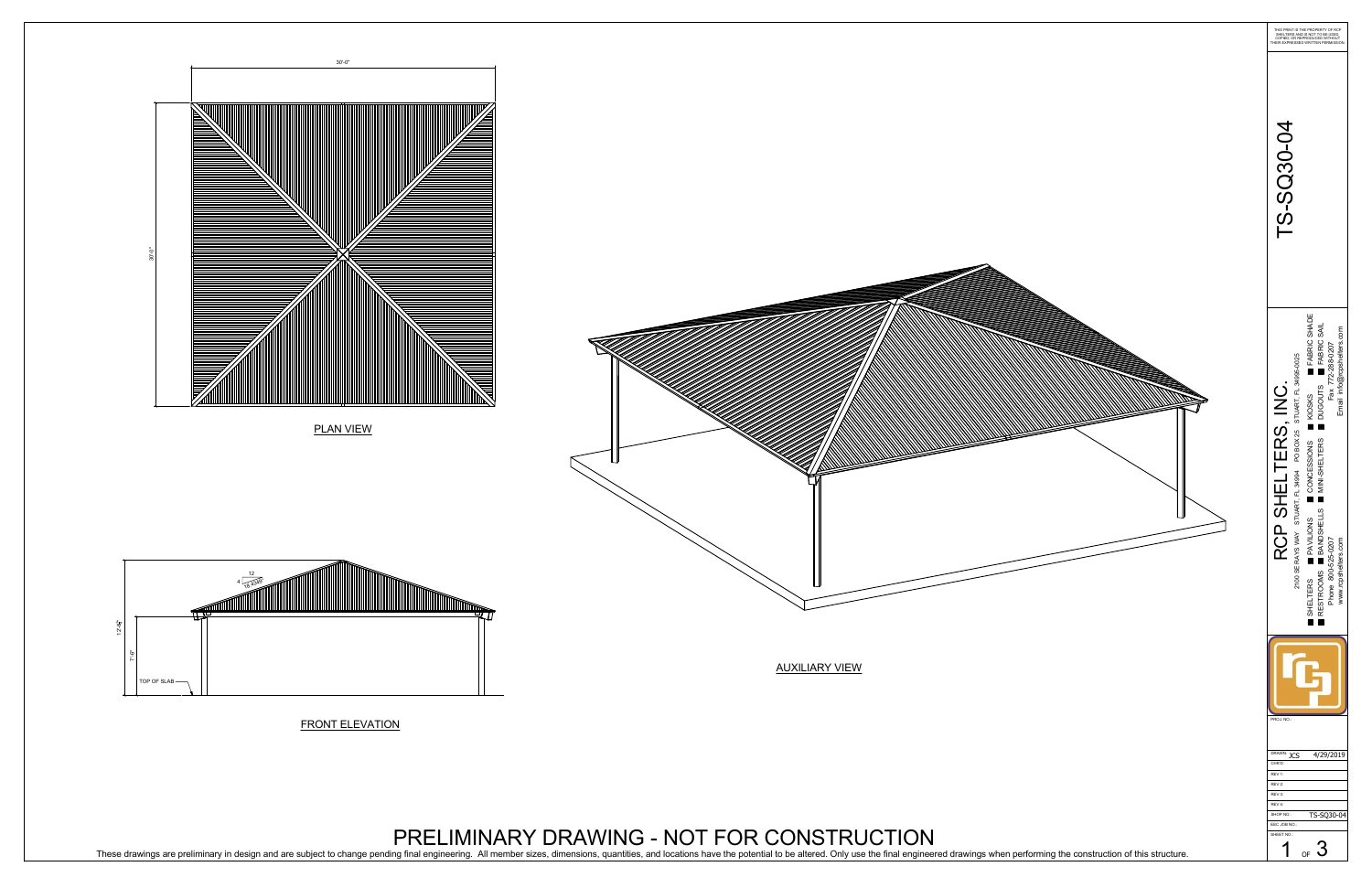THIS PRINT IS THE PROPERTY OF RCP SHELTERS AND IS NOT TO BE USED, COPIED, OR REPRODUCED WITHOUT THEIR EXPRESSED WRITTEN PERMISSION.

# TS-SQ30-04

30'-0"

30'-0"

PLAN VIEW

4

12

18.4349°

12'-9"

7'-6"

TOP OF SLAB

FRONT ELEVATION

AUXILIARY VIEW

## RCP SHELTERS, INC.

2100 SE RAYS WAY STUART, FL 34994 PO BOX 25 STUART, FL 34995-0025

- SHELTERS
- PAVILIONS
- CONCESSIONS
- KIOSKS
- FABRIC SHADE
- RESTROOMS
- BANDSHELLS
- MINI-SHELTERS
- DUGOUTS
- FABRIC SAIL

Phone 800-525-0207 Fax 772-288-0207

www.rcpshelters.com Email info@rcpshelters.com

| | |
|---|---|
| PROJ. NO.: | |
| DRAWN: JCS | 4/29/2019 |
| CHKD: | |
| REV 1: | |
| REV 2: | |
| REV 3: | |
| REV 4: | |
| SHOP NO.: | TS-SQ30-04 |
| SEC JOB NO.: | |
| SHEET NO.: | 1 OF 3 |

# PRELIMINARY DRAWING - NOT FOR CONSTRUCTION

These drawings are preliminary in design and are subject to change pending final engineering. All member sizes, dimensions, quantities, and locations have the potential to be altered. Only use the final engineered drawings when performing the construction of this structure.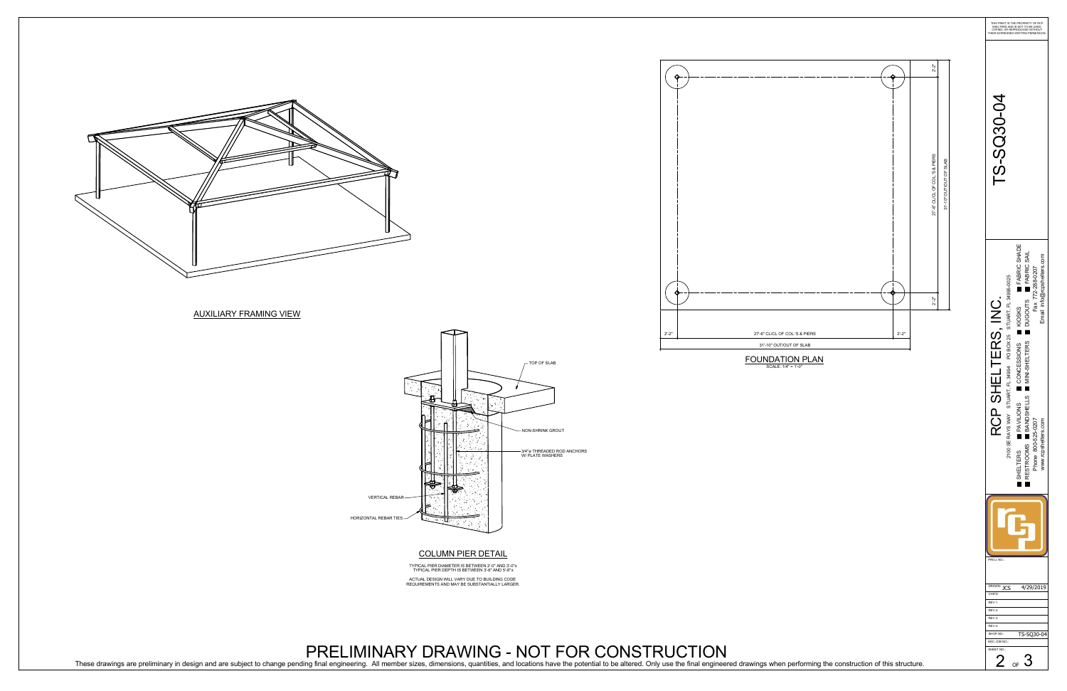THIS PRINT IS THE PROPERTY OF RCP SHELTERS AND IS NOT TO BE USED, COPIED, OR REPRODUCED WITHOUT THEIR EXPRESSED WRITTEN PERMISSION.

# TS-SQ30-04

## AUXILIARY FRAMING VIEW

## FOUNDATION PLAN

SCALE: 1/4" = 1'-0"

- 2'-2"
- 27'-6" CL/CL OF COL'S & PIERS
- 2'-2"
- 31'-10" OUT/OUT OF SLAB

## COLUMN PIER DETAIL

- TOP OF SLAB
- NON-SHRINK GROUT
- 3/4"⌀ THREADED ROD ANCHORS W/ PLATE WASHERS
- VERTICAL REBAR
- HORIZONTAL REBAR TIES

TYPICAL PIER DIAMETER IS BETWEEN 2'-0" AND 3'-0"±
TYPICAL PIER DEPTH IS BETWEEN 3'-6" AND 5'-6"±

ACTUAL DESIGN WILL VARY DUE TO BUILDING CODE REQUIREMENTS AND MAY BE SUBSTANTIALLY LARGER.

# RCP SHELTERS, INC.

2100 SE RAYS WAY STUART, FL 34994 PO BOX 25 STUART, FL 34995-0025

- SHELTERS
- PAVILIONS
- CONCESSIONS
- KIOSKS
- FABRIC SHADE
- RESTROOMS
- BANDSHELLS
- MINI-SHELTERS
- DUGOUTS
- FABRIC SAIL

Phone 800-525-0207 Fax 772-288-0207
www.rcpshelters.com Email info@rcpshelters.com

| | |
|---|---|
| PROJ. NO.: | |
| DRAWN: JCS | 4/29/2019 |
| CHK'D: | |
| REV 1: | |
| REV 2: | |
| REV 3: | |
| REV 4: | |
| SHOP NO.: | TS-SQ30-04 |
| SEC JOB NO.: | |
| SHEET NO.: | 2 OF 3 |

# PRELIMINARY DRAWING - NOT FOR CONSTRUCTION

These drawings are preliminary in design and are subject to change pending final engineering. All member sizes, dimensions, quantities, and locations have the potential to be altered. Only use the final engineered drawings when performing the construction of this structure.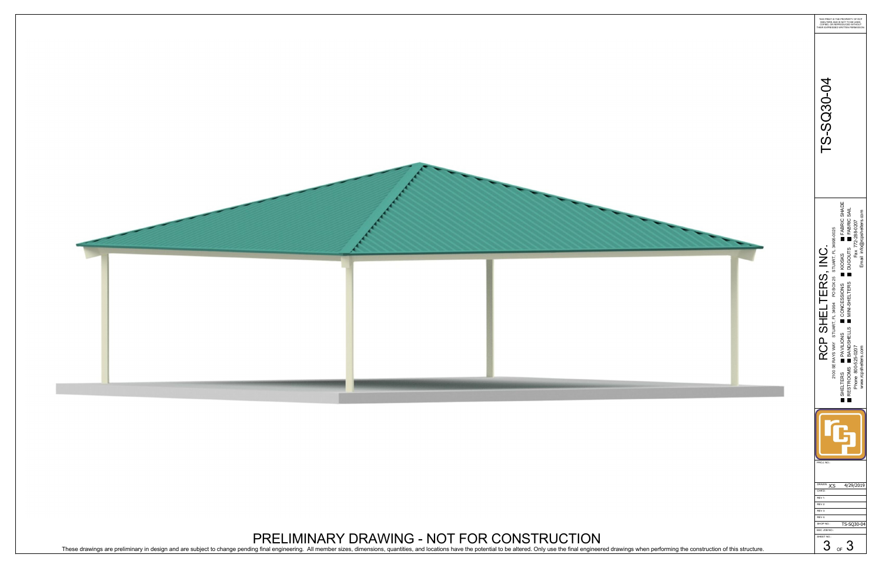# PRELIMINARY DRAWING - NOT FOR CONSTRUCTION

These drawings are preliminary in design and are subject to change pending final engineering. All member sizes, dimensions, quantities, and locations have the potential to be altered. Only use the final engineered drawings when performing the construction of this structure.

THIS PRINT IS THE PROPERTY OF RCP SHELTERS AND IS NOT TO BE USED, COPIED, OR REPRODUCED WITHOUT THEIR EXPRESSED WRITTEN PERMISSION.

## TS-SQ30-04

## RCP SHELTERS, INC.

2100 SE RAYS WAY STUART, FL 34994 PO BOX 25 STUART, FL 34995-0025

- SHELTERS
- PAVILIONS
- CONCESSIONS
- KIOSKS
- FABRIC SHADE
- RESTROOMS
- BANDSHELLS
- MINI-SHELTERS
- DUGOUTS
- FABRIC SAIL

Phone 800-525-0207 Fax 772-288-0207
www.rcpshelters.com Email info@rcpshelters.com

| | |
|---|---|
| PROJ. NO.: | |
| DRAWN: JCS | 4/29/2019 |
| CHKD: | |
| REV 1: | |
| REV 2: | |
| REV 3: | |
| REV 4: | |
| SHOP NO.: | TS-SQ30-04 |
| SEC. JOB NO.: | |
| SHEET NO.: | 3 OF 3 |